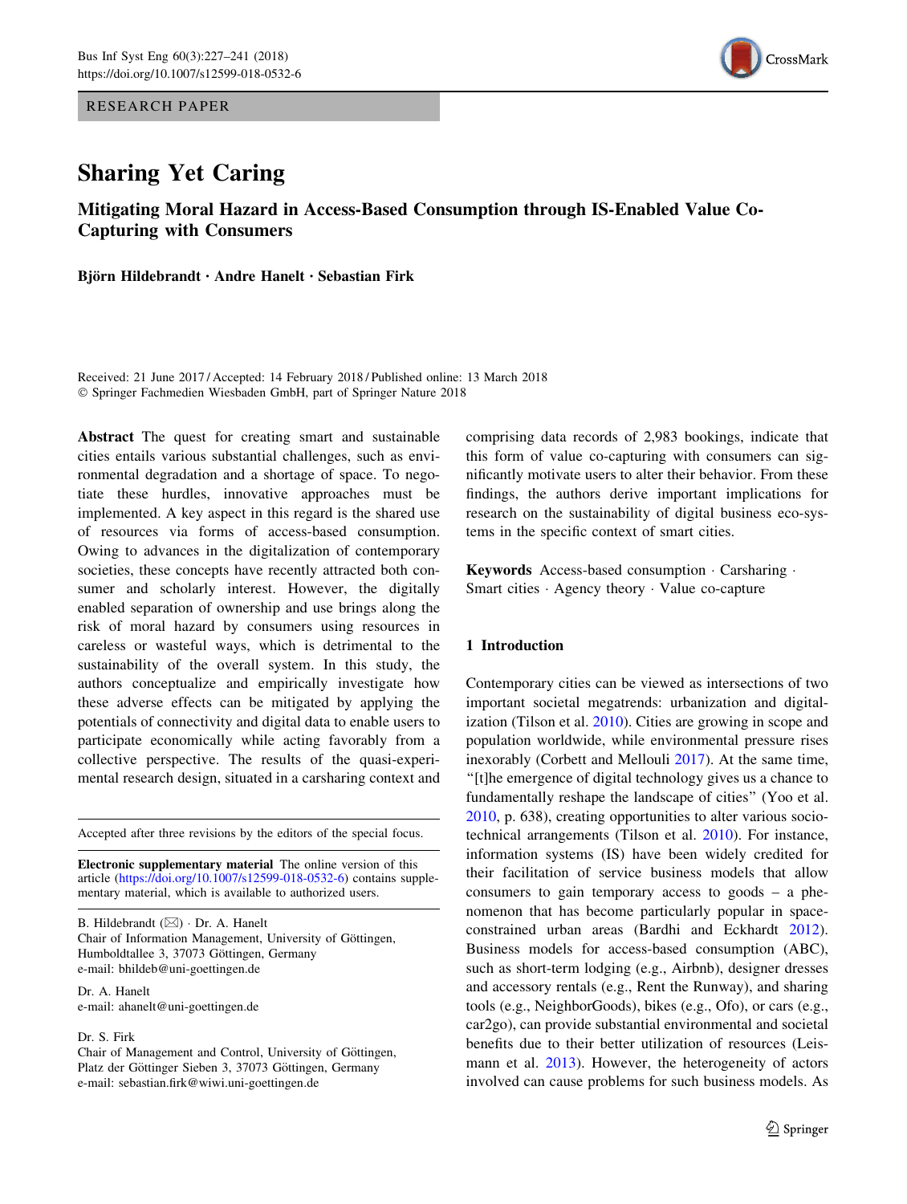RESEARCH PAPER

# Sharing Yet Caring

## Mitigating Moral Hazard in Access-Based Consumption through IS-Enabled Value Co-Capturing with Consumers

**Björn Hildebrandt · Andre Hanelt · Sebastian Firk**

Received: 21 June 2017 / Accepted: 14 February 2018 / Published online: 13 March 2018
© Springer Fachmedien Wiesbaden GmbH, part of Springer Nature 2018

**Abstract** The quest for creating smart and sustainable cities entails various substantial challenges, such as environmental degradation and a shortage of space. To negotiate these hurdles, innovative approaches must be implemented. A key aspect in this regard is the shared use of resources via forms of access-based consumption. Owing to advances in the digitalization of contemporary societies, these concepts have recently attracted both consumer and scholarly interest. However, the digitally enabled separation of ownership and use brings along the risk of moral hazard by consumers using resources in careless or wasteful ways, which is detrimental to the sustainability of the overall system. In this study, the authors conceptualize and empirically investigate how these adverse effects can be mitigated by applying the potentials of connectivity and digital data to enable users to participate economically while acting favorably from a collective perspective. The results of the quasi-experimental research design, situated in a carsharing context and comprising data records of 2,983 bookings, indicate that this form of value co-capturing with consumers can significantly motivate users to alter their behavior. From these findings, the authors derive important implications for research on the sustainability of digital business eco-systems in the specific context of smart cities.

**Keywords** Access-based consumption · Carsharing · Smart cities · Agency theory · Value co-capture

Accepted after three revisions by the editors of the special focus.

**Electronic supplementary material** The online version of this article (https://doi.org/10.1007/s12599-018-0532-6) contains supplementary material, which is available to authorized users.

B. Hildebrandt (✉) · Dr. A. Hanelt
Chair of Information Management, University of Göttingen, Humboldtallee 3, 37073 Göttingen, Germany
e-mail: bhildeb@uni-goettingen.de

Dr. A. Hanelt
e-mail: ahanelt@uni-goettingen.de

Dr. S. Firk
Chair of Management and Control, University of Göttingen, Platz der Göttinger Sieben 3, 37073 Göttingen, Germany
e-mail: sebastian.firk@wiwi.uni-goettingen.de

## 1 Introduction

Contemporary cities can be viewed as intersections of two important societal megatrends: urbanization and digitalization (Tilson et al. 2010). Cities are growing in scope and population worldwide, while environmental pressure rises inexorably (Corbett and Mellouli 2017). At the same time, "[t]he emergence of digital technology gives us a chance to fundamentally reshape the landscape of cities" (Yoo et al. 2010, p. 638), creating opportunities to alter various socio-technical arrangements (Tilson et al. 2010). For instance, information systems (IS) have been widely credited for their facilitation of service business models that allow consumers to gain temporary access to goods – a phenomenon that has become particularly popular in space-constrained urban areas (Bardhi and Eckhardt 2012). Business models for access-based consumption (ABC), such as short-term lodging (e.g., Airbnb), designer dresses and accessory rentals (e.g., Rent the Runway), and sharing tools (e.g., NeighborGoods), bikes (e.g., Ofo), or cars (e.g., car2go), can provide substantial environmental and societal benefits due to their better utilization of resources (Leismann et al. 2013). However, the heterogeneity of actors involved can cause problems for such business models. As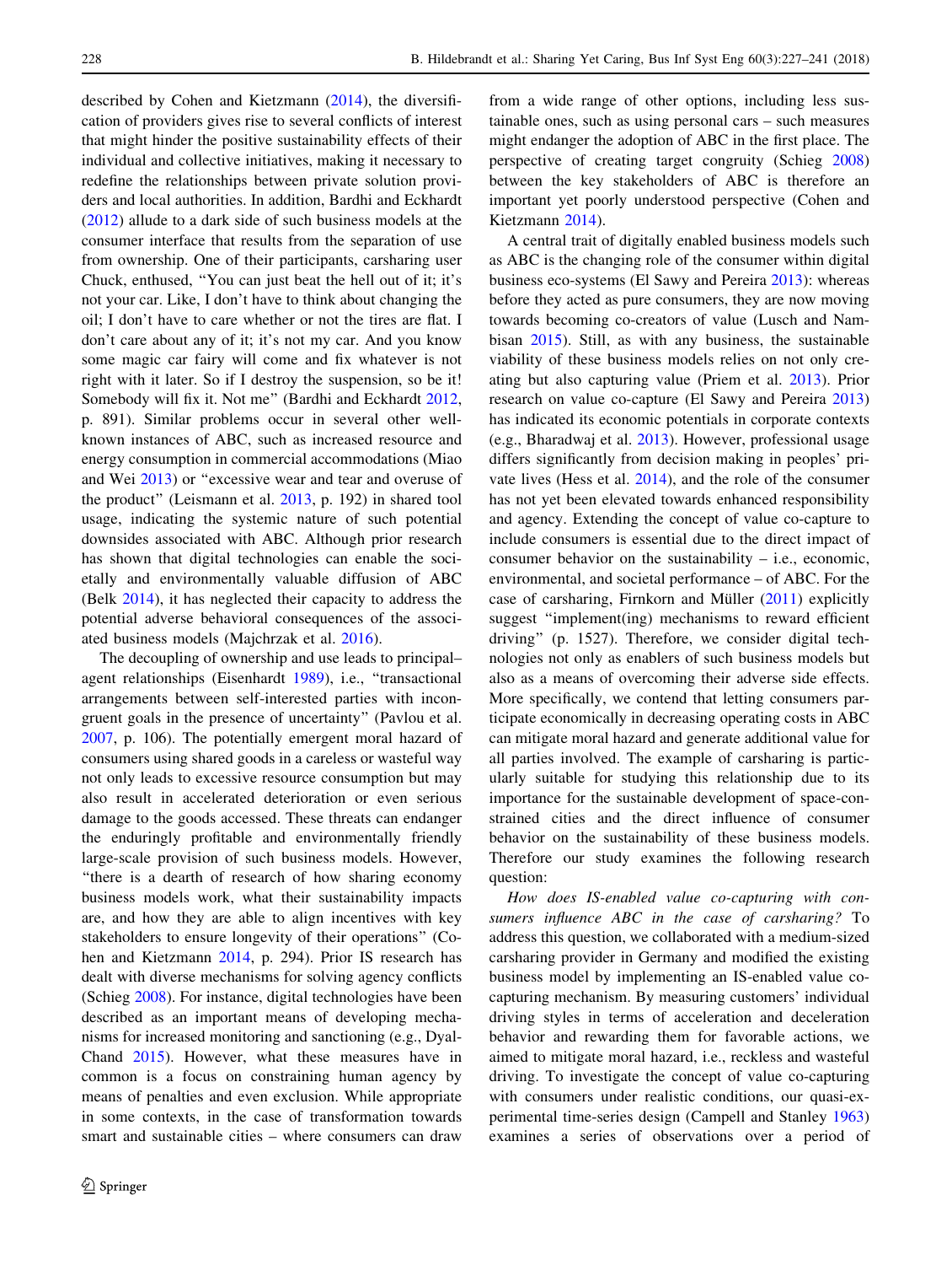described by Cohen and Kietzmann (2014), the diversification of providers gives rise to several conflicts of interest that might hinder the positive sustainability effects of their individual and collective initiatives, making it necessary to redefine the relationships between private solution providers and local authorities. In addition, Bardhi and Eckhardt (2012) allude to a dark side of such business models at the consumer interface that results from the separation of use from ownership. One of their participants, carsharing user Chuck, enthused, "You can just beat the hell out of it; it's not your car. Like, I don't have to think about changing the oil; I don't have to care whether or not the tires are flat. I don't care about any of it; it's not my car. And you know some magic car fairy will come and fix whatever is not right with it later. So if I destroy the suspension, so be it! Somebody will fix it. Not me" (Bardhi and Eckhardt 2012, p. 891). Similar problems occur in several other well-known instances of ABC, such as increased resource and energy consumption in commercial accommodations (Miao and Wei 2013) or "excessive wear and tear and overuse of the product" (Leismann et al. 2013, p. 192) in shared tool usage, indicating the systemic nature of such potential downsides associated with ABC. Although prior research has shown that digital technologies can enable the societally and environmentally valuable diffusion of ABC (Belk 2014), it has neglected their capacity to address the potential adverse behavioral consequences of the associated business models (Majchrzak et al. 2016).

The decoupling of ownership and use leads to principal–agent relationships (Eisenhardt 1989), i.e., "transactional arrangements between self-interested parties with incongruent goals in the presence of uncertainty" (Pavlou et al. 2007, p. 106). The potentially emergent moral hazard of consumers using shared goods in a careless or wasteful way not only leads to excessive resource consumption but may also result in accelerated deterioration or even serious damage to the goods accessed. These threats can endanger the enduringly profitable and environmentally friendly large-scale provision of such business models. However, "there is a dearth of research of how sharing economy business models work, what their sustainability impacts are, and how they are able to align incentives with key stakeholders to ensure longevity of their operations" (Cohen and Kietzmann 2014, p. 294). Prior IS research has dealt with diverse mechanisms for solving agency conflicts (Schieg 2008). For instance, digital technologies have been described as an important means of developing mechanisms for increased monitoring and sanctioning (e.g., Dyal-Chand 2015). However, what these measures have in common is a focus on constraining human agency by means of penalties and even exclusion. While appropriate in some contexts, in the case of transformation towards smart and sustainable cities – where consumers can draw from a wide range of other options, including less sustainable ones, such as using personal cars – such measures might endanger the adoption of ABC in the first place. The perspective of creating target congruity (Schieg 2008) between the key stakeholders of ABC is therefore an important yet poorly understood perspective (Cohen and Kietzmann 2014).

A central trait of digitally enabled business models such as ABC is the changing role of the consumer within digital business eco-systems (El Sawy and Pereira 2013): whereas before they acted as pure consumers, they are now moving towards becoming co-creators of value (Lusch and Nambisan 2015). Still, as with any business, the sustainable viability of these business models relies on not only creating but also capturing value (Priem et al. 2013). Prior research on value co-capture (El Sawy and Pereira 2013) has indicated its economic potentials in corporate contexts (e.g., Bharadwaj et al. 2013). However, professional usage differs significantly from decision making in peoples' private lives (Hess et al. 2014), and the role of the consumer has not yet been elevated towards enhanced responsibility and agency. Extending the concept of value co-capture to include consumers is essential due to the direct impact of consumer behavior on the sustainability – i.e., economic, environmental, and societal performance – of ABC. For the case of carsharing, Firnkorn and Müller (2011) explicitly suggest "implement(ing) mechanisms to reward efficient driving" (p. 1527). Therefore, we consider digital technologies not only as enablers of such business models but also as a means of overcoming their adverse side effects. More specifically, we contend that letting consumers participate economically in decreasing operating costs in ABC can mitigate moral hazard and generate additional value for all parties involved. The example of carsharing is particularly suitable for studying this relationship due to its importance for the sustainable development of space-constrained cities and the direct influence of consumer behavior on the sustainability of these business models. Therefore our study examines the following research question:

*How does IS-enabled value co-capturing with consumers influence ABC in the case of carsharing?* To address this question, we collaborated with a medium-sized carsharing provider in Germany and modified the existing business model by implementing an IS-enabled value co-capturing mechanism. By measuring customers' individual driving styles in terms of acceleration and deceleration behavior and rewarding them for favorable actions, we aimed to mitigate moral hazard, i.e., reckless and wasteful driving. To investigate the concept of value co-capturing with consumers under realistic conditions, our quasi-experimental time-series design (Campell and Stanley 1963) examines a series of observations over a period of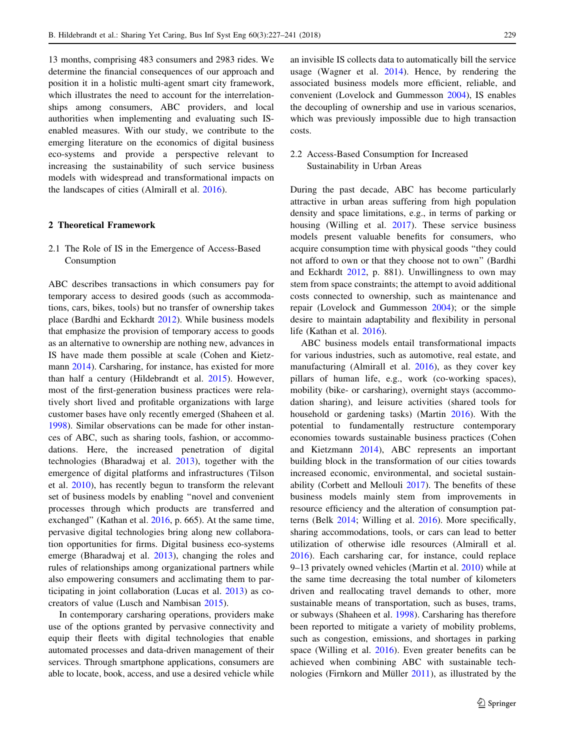13 months, comprising 483 consumers and 2983 rides. We determine the financial consequences of our approach and position it in a holistic multi-agent smart city framework, which illustrates the need to account for the interrelationships among consumers, ABC providers, and local authorities when implementing and evaluating such IS-enabled measures. With our study, we contribute to the emerging literature on the economics of digital business eco-systems and provide a perspective relevant to increasing the sustainability of such service business models with widespread and transformational impacts on the landscapes of cities (Almirall et al. 2016).

## 2 Theoretical Framework

### 2.1 The Role of IS in the Emergence of Access-Based Consumption

ABC describes transactions in which consumers pay for temporary access to desired goods (such as accommodations, cars, bikes, tools) but no transfer of ownership takes place (Bardhi and Eckhardt 2012). While business models that emphasize the provision of temporary access to goods as an alternative to ownership are nothing new, advances in IS have made them possible at scale (Cohen and Kietzmann 2014). Carsharing, for instance, has existed for more than half a century (Hildebrandt et al. 2015). However, most of the first-generation business practices were relatively short lived and profitable organizations with large customer bases have only recently emerged (Shaheen et al. 1998). Similar observations can be made for other instances of ABC, such as sharing tools, fashion, or accommodations. Here, the increased penetration of digital technologies (Bharadwaj et al. 2013), together with the emergence of digital platforms and infrastructures (Tilson et al. 2010), has recently begun to transform the relevant set of business models by enabling "novel and convenient processes through which products are transferred and exchanged" (Kathan et al. 2016, p. 665). At the same time, pervasive digital technologies bring along new collaboration opportunities for firms. Digital business eco-systems emerge (Bharadwaj et al. 2013), changing the roles and rules of relationships among organizational partners while also empowering consumers and acclimating them to participating in joint collaboration (Lucas et al. 2013) as co-creators of value (Lusch and Nambisan 2015).

In contemporary carsharing operations, providers make use of the options granted by pervasive connectivity and equip their fleets with digital technologies that enable automated processes and data-driven management of their services. Through smartphone applications, consumers are able to locate, book, access, and use a desired vehicle while an invisible IS collects data to automatically bill the service usage (Wagner et al. 2014). Hence, by rendering the associated business models more efficient, reliable, and convenient (Lovelock and Gummesson 2004), IS enables the decoupling of ownership and use in various scenarios, which was previously impossible due to high transaction costs.

### 2.2 Access-Based Consumption for Increased Sustainability in Urban Areas

During the past decade, ABC has become particularly attractive in urban areas suffering from high population density and space limitations, e.g., in terms of parking or housing (Willing et al. 2017). These service business models present valuable benefits for consumers, who acquire consumption time with physical goods "they could not afford to own or that they choose not to own" (Bardhi and Eckhardt 2012, p. 881). Unwillingness to own may stem from space constraints; the attempt to avoid additional costs connected to ownership, such as maintenance and repair (Lovelock and Gummesson 2004); or the simple desire to maintain adaptability and flexibility in personal life (Kathan et al. 2016).

ABC business models entail transformational impacts for various industries, such as automotive, real estate, and manufacturing (Almirall et al. 2016), as they cover key pillars of human life, e.g., work (co-working spaces), mobility (bike- or carsharing), overnight stays (accommodation sharing), and leisure activities (shared tools for household or gardening tasks) (Martin 2016). With the potential to fundamentally restructure contemporary economies towards sustainable business practices (Cohen and Kietzmann 2014), ABC represents an important building block in the transformation of our cities towards increased economic, environmental, and societal sustainability (Corbett and Mellouli 2017). The benefits of these business models mainly stem from improvements in resource efficiency and the alteration of consumption patterns (Belk 2014; Willing et al. 2016). More specifically, sharing accommodations, tools, or cars can lead to better utilization of otherwise idle resources (Almirall et al. 2016). Each carsharing car, for instance, could replace 9–13 privately owned vehicles (Martin et al. 2010) while at the same time decreasing the total number of kilometers driven and reallocating travel demands to other, more sustainable means of transportation, such as buses, trams, or subways (Shaheen et al. 1998). Carsharing has therefore been reported to mitigate a variety of mobility problems, such as congestion, emissions, and shortages in parking space (Willing et al. 2016). Even greater benefits can be achieved when combining ABC with sustainable technologies (Firnkorn and Müller 2011), as illustrated by the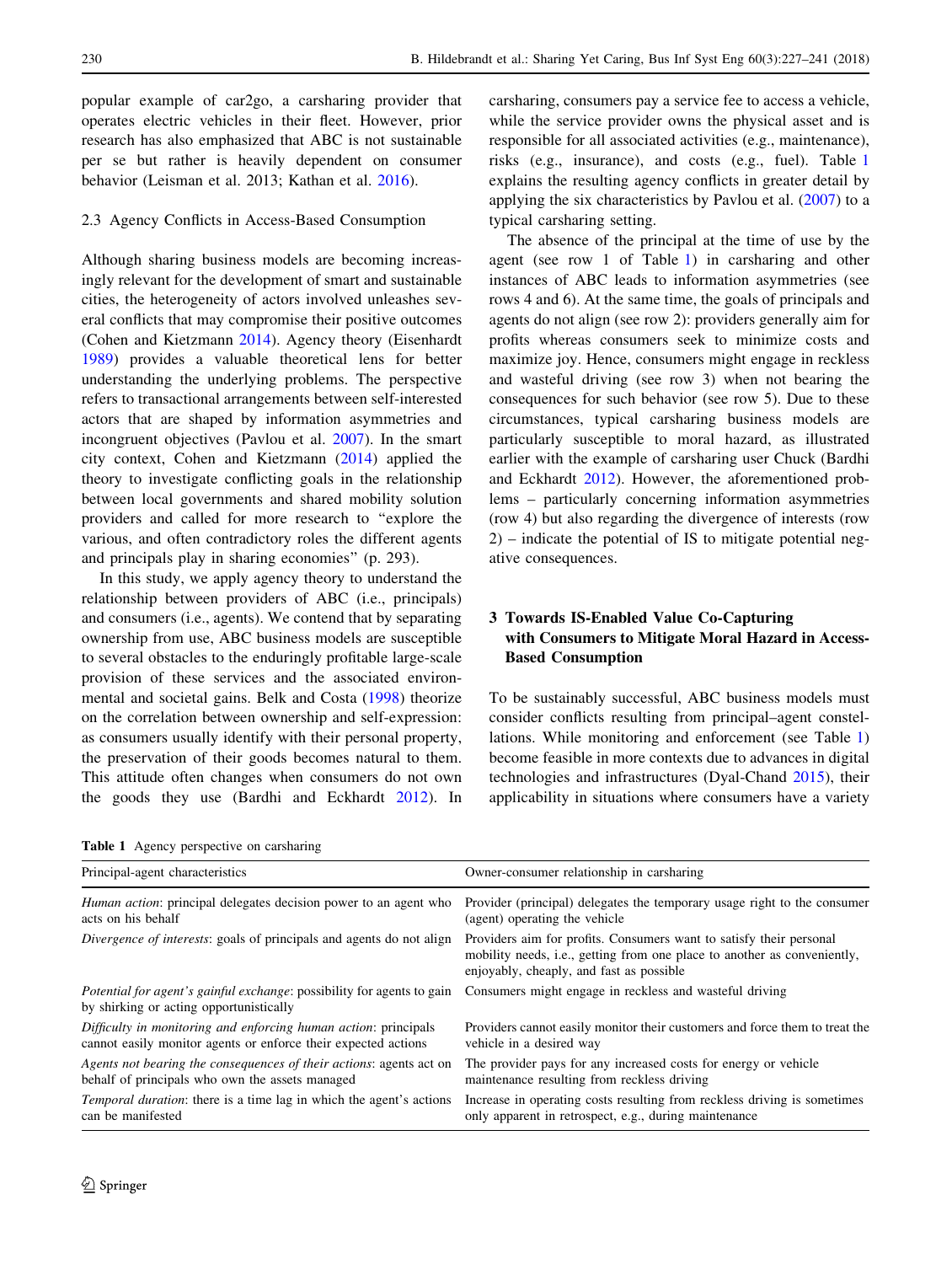popular example of car2go, a carsharing provider that operates electric vehicles in their fleet. However, prior research has also emphasized that ABC is not sustainable per se but rather is heavily dependent on consumer behavior (Leisman et al. 2013; Kathan et al. 2016).

### 2.3 Agency Conflicts in Access-Based Consumption

Although sharing business models are becoming increasingly relevant for the development of smart and sustainable cities, the heterogeneity of actors involved unleashes several conflicts that may compromise their positive outcomes (Cohen and Kietzmann 2014). Agency theory (Eisenhardt 1989) provides a valuable theoretical lens for better understanding the underlying problems. The perspective refers to transactional arrangements between self-interested actors that are shaped by information asymmetries and incongruent objectives (Pavlou et al. 2007). In the smart city context, Cohen and Kietzmann (2014) applied the theory to investigate conflicting goals in the relationship between local governments and shared mobility solution providers and called for more research to "explore the various, and often contradictory roles the different agents and principals play in sharing economies" (p. 293).

In this study, we apply agency theory to understand the relationship between providers of ABC (i.e., principals) and consumers (i.e., agents). We contend that by separating ownership from use, ABC business models are susceptible to several obstacles to the enduringly profitable large-scale provision of these services and the associated environmental and societal gains. Belk and Costa (1998) theorize on the correlation between ownership and self-expression: as consumers usually identify with their personal property, the preservation of their goods becomes natural to them. This attitude often changes when consumers do not own the goods they use (Bardhi and Eckhardt 2012). In carsharing, consumers pay a service fee to access a vehicle, while the service provider owns the physical asset and is responsible for all associated activities (e.g., maintenance), risks (e.g., insurance), and costs (e.g., fuel). Table 1 explains the resulting agency conflicts in greater detail by applying the six characteristics by Pavlou et al. (2007) to a typical carsharing setting.

The absence of the principal at the time of use by the agent (see row 1 of Table 1) in carsharing and other instances of ABC leads to information asymmetries (see rows 4 and 6). At the same time, the goals of principals and agents do not align (see row 2): providers generally aim for profits whereas consumers seek to minimize costs and maximize joy. Hence, consumers might engage in reckless and wasteful driving (see row 3) when not bearing the consequences for such behavior (see row 5). Due to these circumstances, typical carsharing business models are particularly susceptible to moral hazard, as illustrated earlier with the example of carsharing user Chuck (Bardhi and Eckhardt 2012). However, the aforementioned problems – particularly concerning information asymmetries (row 4) but also regarding the divergence of interests (row 2) – indicate the potential of IS to mitigate potential negative consequences.

## 3 Towards IS-Enabled Value Co-Capturing with Consumers to Mitigate Moral Hazard in Access-Based Consumption

To be sustainably successful, ABC business models must consider conflicts resulting from principal–agent constellations. While monitoring and enforcement (see Table 1) become feasible in more contexts due to advances in digital technologies and infrastructures (Dyal-Chand 2015), their applicability in situations where consumers have a variety

**Table 1** Agency perspective on carsharing

| Principal-agent characteristics | Owner-consumer relationship in carsharing |
|---|---|
| *Human action*: principal delegates decision power to an agent who acts on his behalf | Provider (principal) delegates the temporary usage right to the consumer (agent) operating the vehicle |
| *Divergence of interests*: goals of principals and agents do not align | Providers aim for profits. Consumers want to satisfy their personal mobility needs, i.e., getting from one place to another as conveniently, enjoyably, cheaply, and fast as possible |
| *Potential for agent's gainful exchange*: possibility for agents to gain by shirking or acting opportunistically | Consumers might engage in reckless and wasteful driving |
| *Difficulty in monitoring and enforcing human action*: principals cannot easily monitor agents or enforce their expected actions | Providers cannot easily monitor their customers and force them to treat the vehicle in a desired way |
| *Agents not bearing the consequences of their actions*: agents act on behalf of principals who own the assets managed | The provider pays for any increased costs for energy or vehicle maintenance resulting from reckless driving |
| *Temporal duration*: there is a time lag in which the agent's actions can be manifested | Increase in operating costs resulting from reckless driving is sometimes only apparent in retrospect, e.g., during maintenance |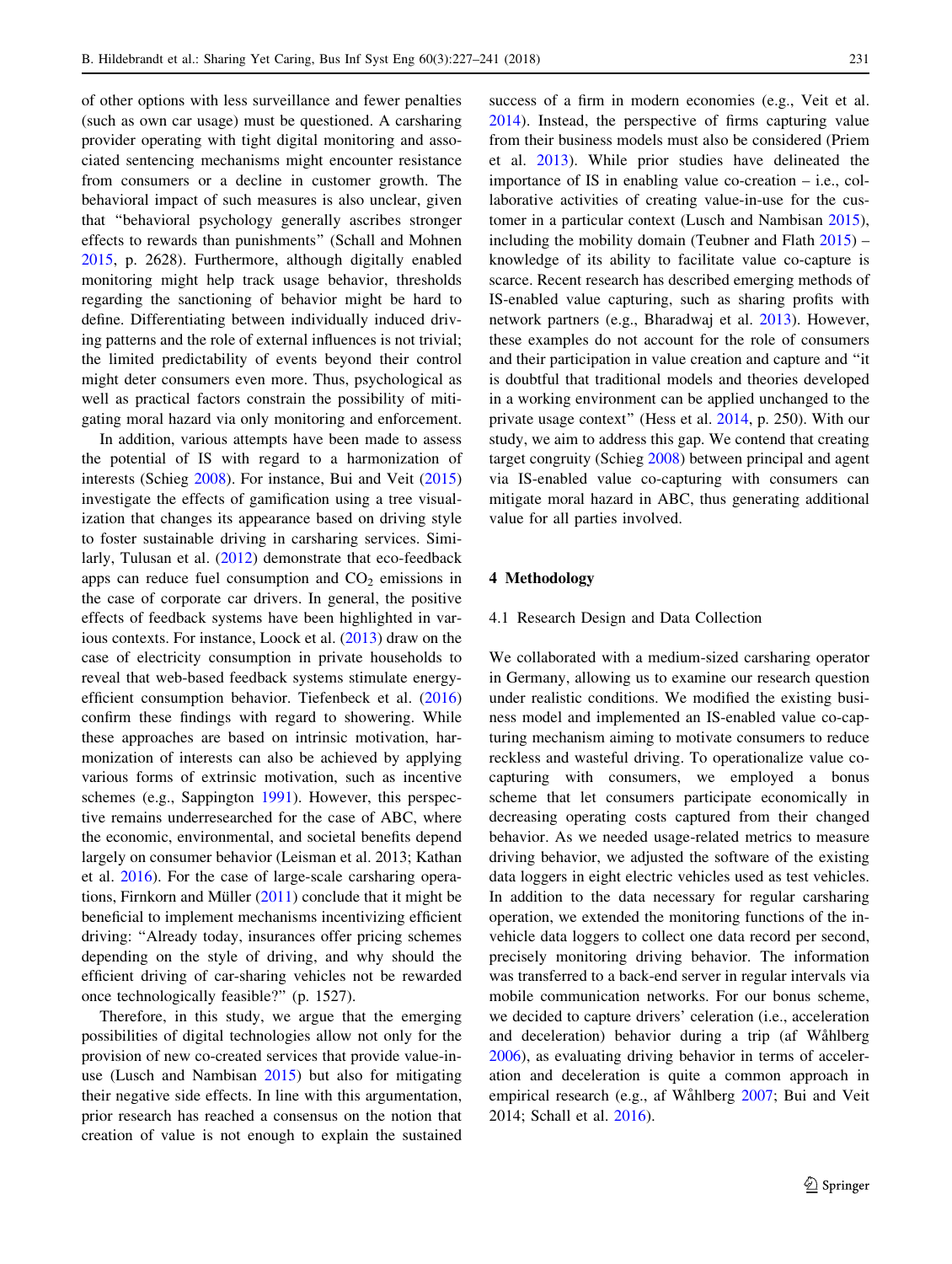of other options with less surveillance and fewer penalties (such as own car usage) must be questioned. A carsharing provider operating with tight digital monitoring and associated sentencing mechanisms might encounter resistance from consumers or a decline in customer growth. The behavioral impact of such measures is also unclear, given that "behavioral psychology generally ascribes stronger effects to rewards than punishments" (Schall and Mohnen 2015, p. 2628). Furthermore, although digitally enabled monitoring might help track usage behavior, thresholds regarding the sanctioning of behavior might be hard to define. Differentiating between individually induced driving patterns and the role of external influences is not trivial; the limited predictability of events beyond their control might deter consumers even more. Thus, psychological as well as practical factors constrain the possibility of mitigating moral hazard via only monitoring and enforcement.

In addition, various attempts have been made to assess the potential of IS with regard to a harmonization of interests (Schieg 2008). For instance, Bui and Veit (2015) investigate the effects of gamification using a tree visualization that changes its appearance based on driving style to foster sustainable driving in carsharing services. Similarly, Tulusan et al. (2012) demonstrate that eco-feedback apps can reduce fuel consumption and $CO_2$ emissions in the case of corporate car drivers. In general, the positive effects of feedback systems have been highlighted in various contexts. For instance, Loock et al. (2013) draw on the case of electricity consumption in private households to reveal that web-based feedback systems stimulate energy-efficient consumption behavior. Tiefenbeck et al. (2016) confirm these findings with regard to showering. While these approaches are based on intrinsic motivation, harmonization of interests can also be achieved by applying various forms of extrinsic motivation, such as incentive schemes (e.g., Sappington 1991). However, this perspective remains underresearched for the case of ABC, where the economic, environmental, and societal benefits depend largely on consumer behavior (Leisman et al. 2013; Kathan et al. 2016). For the case of large-scale carsharing operations, Firnkorn and Müller (2011) conclude that it might be beneficial to implement mechanisms incentivizing efficient driving: "Already today, insurances offer pricing schemes depending on the style of driving, and why should the efficient driving of car-sharing vehicles not be rewarded once technologically feasible?" (p. 1527).

Therefore, in this study, we argue that the emerging possibilities of digital technologies allow not only for the provision of new co-created services that provide value-in-use (Lusch and Nambisan 2015) but also for mitigating their negative side effects. In line with this argumentation, prior research has reached a consensus on the notion that creation of value is not enough to explain the sustained success of a firm in modern economies (e.g., Veit et al. 2014). Instead, the perspective of firms capturing value from their business models must also be considered (Priem et al. 2013). While prior studies have delineated the importance of IS in enabling value co-creation – i.e., collaborative activities of creating value-in-use for the customer in a particular context (Lusch and Nambisan 2015), including the mobility domain (Teubner and Flath 2015) – knowledge of its ability to facilitate value co-capture is scarce. Recent research has described emerging methods of IS-enabled value capturing, such as sharing profits with network partners (e.g., Bharadwaj et al. 2013). However, these examples do not account for the role of consumers and their participation in value creation and capture and "it is doubtful that traditional models and theories developed in a working environment can be applied unchanged to the private usage context" (Hess et al. 2014, p. 250). With our study, we aim to address this gap. We contend that creating target congruity (Schieg 2008) between principal and agent via IS-enabled value co-capturing with consumers can mitigate moral hazard in ABC, thus generating additional value for all parties involved.

## 4 Methodology

### 4.1 Research Design and Data Collection

We collaborated with a medium-sized carsharing operator in Germany, allowing us to examine our research question under realistic conditions. We modified the existing business model and implemented an IS-enabled value co-capturing mechanism aiming to motivate consumers to reduce reckless and wasteful driving. To operationalize value co-capturing with consumers, we employed a bonus scheme that let consumers participate economically in decreasing operating costs captured from their changed behavior. As we needed usage-related metrics to measure driving behavior, we adjusted the software of the existing data loggers in eight electric vehicles used as test vehicles. In addition to the data necessary for regular carsharing operation, we extended the monitoring functions of the in-vehicle data loggers to collect one data record per second, precisely monitoring driving behavior. The information was transferred to a back-end server in regular intervals via mobile communication networks. For our bonus scheme, we decided to capture drivers' celeration (i.e., acceleration and deceleration) behavior during a trip (af Wåhlberg 2006), as evaluating driving behavior in terms of acceleration and deceleration is quite a common approach in empirical research (e.g., af Wåhlberg 2007; Bui and Veit 2014; Schall et al. 2016).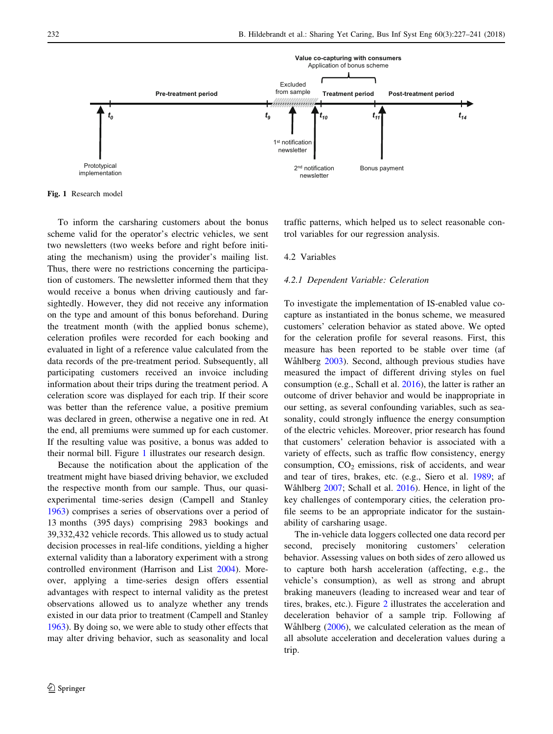Fig. 1 Research model

To inform the carsharing customers about the bonus scheme valid for the operator's electric vehicles, we sent two newsletters (two weeks before and right before initiating the mechanism) using the provider's mailing list. Thus, there were no restrictions concerning the participation of customers. The newsletter informed them that they would receive a bonus when driving cautiously and farsightedly. However, they did not receive any information on the type and amount of this bonus beforehand. During the treatment month (with the applied bonus scheme), celeration profiles were recorded for each booking and evaluated in light of a reference value calculated from the data records of the pre-treatment period. Subsequently, all participating customers received an invoice including information about their trips during the treatment period. A celeration score was displayed for each trip. If their score was better than the reference value, a positive premium was declared in green, otherwise a negative one in red. At the end, all premiums were summed up for each customer. If the resulting value was positive, a bonus was added to their normal bill. Figure 1 illustrates our research design.

Because the notification about the application of the treatment might have biased driving behavior, we excluded the respective month from our sample. Thus, our quasi-experimental time-series design (Campell and Stanley 1963) comprises a series of observations over a period of 13 months (395 days) comprising 2983 bookings and 39,332,432 vehicle records. This allowed us to study actual decision processes in real-life conditions, yielding a higher external validity than a laboratory experiment with a strong controlled environment (Harrison and List 2004). Moreover, applying a time-series design offers essential advantages with respect to internal validity as the pretest observations allowed us to analyze whether any trends existed in our data prior to treatment (Campell and Stanley 1963). By doing so, we were able to study other effects that may alter driving behavior, such as seasonality and local traffic patterns, which helped us to select reasonable control variables for our regression analysis.

## 4.2 Variables

### *4.2.1 Dependent Variable: Celeration*

To investigate the implementation of IS-enabled value co-capture as instantiated in the bonus scheme, we measured customers' celeration behavior as stated above. We opted for the celeration profile for several reasons. First, this measure has been reported to be stable over time (af Wåhlberg 2003). Second, although previous studies have measured the impact of different driving styles on fuel consumption (e.g., Schall et al. 2016), the latter is rather an outcome of driver behavior and would be inappropriate in our setting, as several confounding variables, such as seasonality, could strongly influence the energy consumption of the electric vehicles. Moreover, prior research has found that customers' celeration behavior is associated with a variety of effects, such as traffic flow consistency, energy consumption, $CO_2$ emissions, risk of accidents, and wear and tear of tires, brakes, etc. (e.g., Siero et al. 1989; af Wåhlberg 2007; Schall et al. 2016). Hence, in light of the key challenges of contemporary cities, the celeration profile seems to be an appropriate indicator for the sustainability of carsharing usage.

The in-vehicle data loggers collected one data record per second, precisely monitoring customers' celeration behavior. Assessing values on both sides of zero allowed us to capture both harsh acceleration (affecting, e.g., the vehicle's consumption), as well as strong and abrupt braking maneuvers (leading to increased wear and tear of tires, brakes, etc.). Figure 2 illustrates the acceleration and deceleration behavior of a sample trip. Following af Wåhlberg (2006), we calculated celeration as the mean of all absolute acceleration and deceleration values during a trip.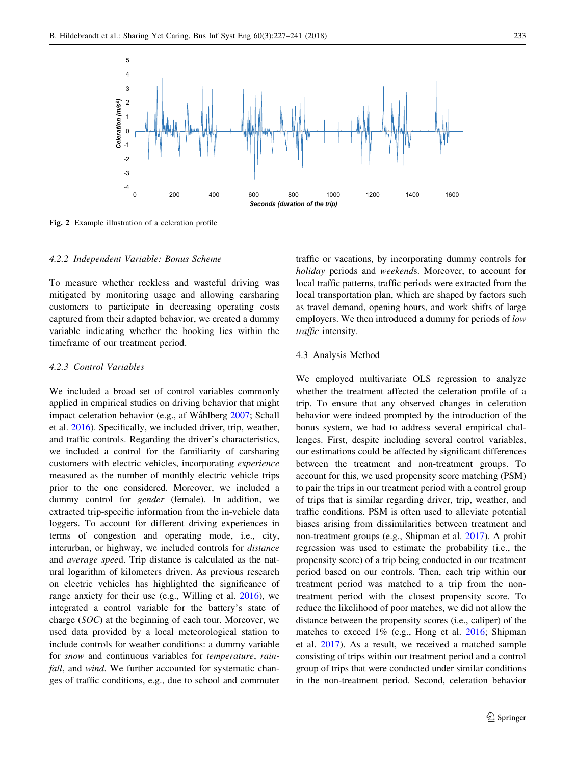Fig. 2 Example illustration of a celeration profile

#### 4.2.2 Independent Variable: Bonus Scheme

To measure whether reckless and wasteful driving was mitigated by monitoring usage and allowing carsharing customers to participate in decreasing operating costs captured from their adapted behavior, we created a dummy variable indicating whether the booking lies within the timeframe of our treatment period.

#### 4.2.3 Control Variables

We included a broad set of control variables commonly applied in empirical studies on driving behavior that might impact celeration behavior (e.g., af Wåhlberg 2007; Schall et al. 2016). Specifically, we included driver, trip, weather, and traffic controls. Regarding the driver's characteristics, we included a control for the familiarity of carsharing customers with electric vehicles, incorporating *experience* measured as the number of monthly electric vehicle trips prior to the one considered. Moreover, we included a dummy control for *gender* (female). In addition, we extracted trip-specific information from the in-vehicle data loggers. To account for different driving experiences in terms of congestion and operating mode, i.e., city, interurban, or highway, we included controls for *distance* and *average speed*. Trip distance is calculated as the natural logarithm of kilometers driven. As previous research on electric vehicles has highlighted the significance of range anxiety for their use (e.g., Willing et al. 2016), we integrated a control variable for the battery's state of charge (*SOC*) at the beginning of each tour. Moreover, we used data provided by a local meteorological station to include controls for weather conditions: a dummy variable for *snow* and continuous variables for *temperature*, *rainfall*, and *wind*. We further accounted for systematic changes of traffic conditions, e.g., due to school and commuter traffic or vacations, by incorporating dummy controls for *holiday* periods and *weekend*s. Moreover, to account for local traffic patterns, traffic periods were extracted from the local transportation plan, which are shaped by factors such as travel demand, opening hours, and work shifts of large employers. We then introduced a dummy for periods of *low traffic* intensity.

### 4.3 Analysis Method

We employed multivariate OLS regression to analyze whether the treatment affected the celeration profile of a trip. To ensure that any observed changes in celeration behavior were indeed prompted by the introduction of the bonus system, we had to address several empirical challenges. First, despite including several control variables, our estimations could be affected by significant differences between the treatment and non-treatment groups. To account for this, we used propensity score matching (PSM) to pair the trips in our treatment period with a control group of trips that is similar regarding driver, trip, weather, and traffic conditions. PSM is often used to alleviate potential biases arising from dissimilarities between treatment and non-treatment groups (e.g., Shipman et al. 2017). A probit regression was used to estimate the probability (i.e., the propensity score) of a trip being conducted in our treatment period based on our controls. Then, each trip within our treatment period was matched to a trip from the non-treatment period with the closest propensity score. To reduce the likelihood of poor matches, we did not allow the distance between the propensity scores (i.e., caliper) of the matches to exceed 1% (e.g., Hong et al. 2016; Shipman et al. 2017). As a result, we received a matched sample consisting of trips within our treatment period and a control group of trips that were conducted under similar conditions in the non-treatment period. Second, celeration behavior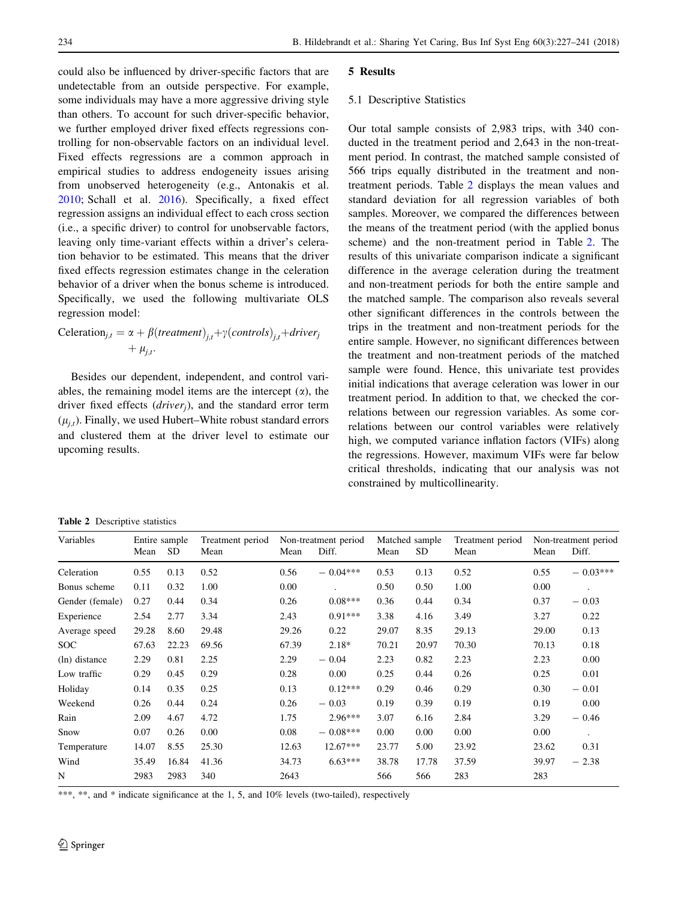could also be influenced by driver-specific factors that are undetectable from an outside perspective. For example, some individuals may have a more aggressive driving style than others. To account for such driver-specific behavior, we further employed driver fixed effects regressions controlling for non-observable factors on an individual level. Fixed effects regressions are a common approach in empirical studies to address endogeneity issues arising from unobserved heterogeneity (e.g., Antonakis et al. 2010; Schall et al. 2016). Specifically, a fixed effect regression assigns an individual effect to each cross section (i.e., a specific driver) to control for unobservable factors, leaving only time-variant effects within a driver's celeration behavior to be estimated. This means that the driver fixed effects regression estimates change in the celeration behavior of a driver when the bonus scheme is introduced. Specifically, we used the following multivariate OLS regression model:

$$\text{Celeration}_{j,t} = \alpha + \beta(\textit{treatment})_{j,t} + \gamma(\textit{controls})_{j,t} + \textit{driver}_j + \mu_{j,t}.$$

Besides our dependent, independent, and control variables, the remaining model items are the intercept ($\alpha$), the driver fixed effects ($driver_j$), and the standard error term ($\mu_{j,t}$). Finally, we used Hubert–White robust standard errors and clustered them at the driver level to estimate our upcoming results.

## 5 Results

### 5.1 Descriptive Statistics

Our total sample consists of 2,983 trips, with 340 conducted in the treatment period and 2,643 in the non-treatment period. In contrast, the matched sample consisted of 566 trips equally distributed in the treatment and non-treatment periods. Table 2 displays the mean values and standard deviation for all regression variables of both samples. Moreover, we compared the differences between the means of the treatment period (with the applied bonus scheme) and the non-treatment period in Table 2. The results of this univariate comparison indicate a significant difference in the average celeration during the treatment and non-treatment periods for both the entire sample and the matched sample. The comparison also reveals several other significant differences in the controls between the trips in the treatment and non-treatment periods for the entire sample. However, no significant differences between the treatment and non-treatment periods of the matched sample were found. Hence, this univariate test provides initial indications that average celeration was lower in our treatment period. In addition to that, we checked the correlations between our regression variables. As some correlations between our control variables were relatively high, we computed variance inflation factors (VIFs) along the regressions. However, maximum VIFs were far below critical thresholds, indicating that our analysis was not constrained by multicollinearity.

**Table 2** Descriptive statistics

| Variables | Entire sample | | Treatment period | Non-treatment period | | Matched sample | | Treatment period | Non-treatment period | |
|---|---|---|---|---|---|---|---|---|---|---|
| | Mean | SD | Mean | Mean | Diff. | Mean | SD | Mean | Mean | Diff. |
| Celeration | 0.55 | 0.13 | 0.52 | 0.56 | − 0.04*** | 0.53 | 0.13 | 0.52 | 0.55 | − 0.03*** |
| Bonus scheme | 0.11 | 0.32 | 1.00 | 0.00 | . | 0.50 | 0.50 | 1.00 | 0.00 | . |
| Gender (female) | 0.27 | 0.44 | 0.34 | 0.26 | 0.08*** | 0.36 | 0.44 | 0.34 | 0.37 | − 0.03 |
| Experience | 2.54 | 2.77 | 3.34 | 2.43 | 0.91*** | 3.38 | 4.16 | 3.49 | 3.27 | 0.22 |
| Average speed | 29.28 | 8.60 | 29.48 | 29.26 | 0.22 | 29.07 | 8.35 | 29.13 | 29.00 | 0.13 |
| SOC | 67.63 | 22.23 | 69.56 | 67.39 | 2.18* | 70.21 | 20.97 | 70.30 | 70.13 | 0.18 |
| (ln) distance | 2.29 | 0.81 | 2.25 | 2.29 | − 0.04 | 2.23 | 0.82 | 2.23 | 2.23 | 0.00 |
| Low traffic | 0.29 | 0.45 | 0.29 | 0.28 | 0.00 | 0.25 | 0.44 | 0.26 | 0.25 | 0.01 |
| Holiday | 0.14 | 0.35 | 0.25 | 0.13 | 0.12*** | 0.29 | 0.46 | 0.29 | 0.30 | − 0.01 |
| Weekend | 0.26 | 0.44 | 0.24 | 0.26 | − 0.03 | 0.19 | 0.39 | 0.19 | 0.19 | 0.00 |
| Rain | 2.09 | 4.67 | 4.72 | 1.75 | 2.96*** | 3.07 | 6.16 | 2.84 | 3.29 | − 0.46 |
| Snow | 0.07 | 0.26 | 0.00 | 0.08 | − 0.08*** | 0.00 | 0.00 | 0.00 | 0.00 | . |
| Temperature | 14.07 | 8.55 | 25.30 | 12.63 | 12.67*** | 23.77 | 5.00 | 23.92 | 23.62 | 0.31 |
| Wind | 35.49 | 16.84 | 41.36 | 34.73 | 6.63*** | 38.78 | 17.78 | 37.59 | 39.97 | − 2.38 |
| N | 2983 | 2983 | 340 | 2643 | | 566 | 566 | 283 | 283 | |

***, **, and * indicate significance at the 1, 5, and 10% levels (two-tailed), respectively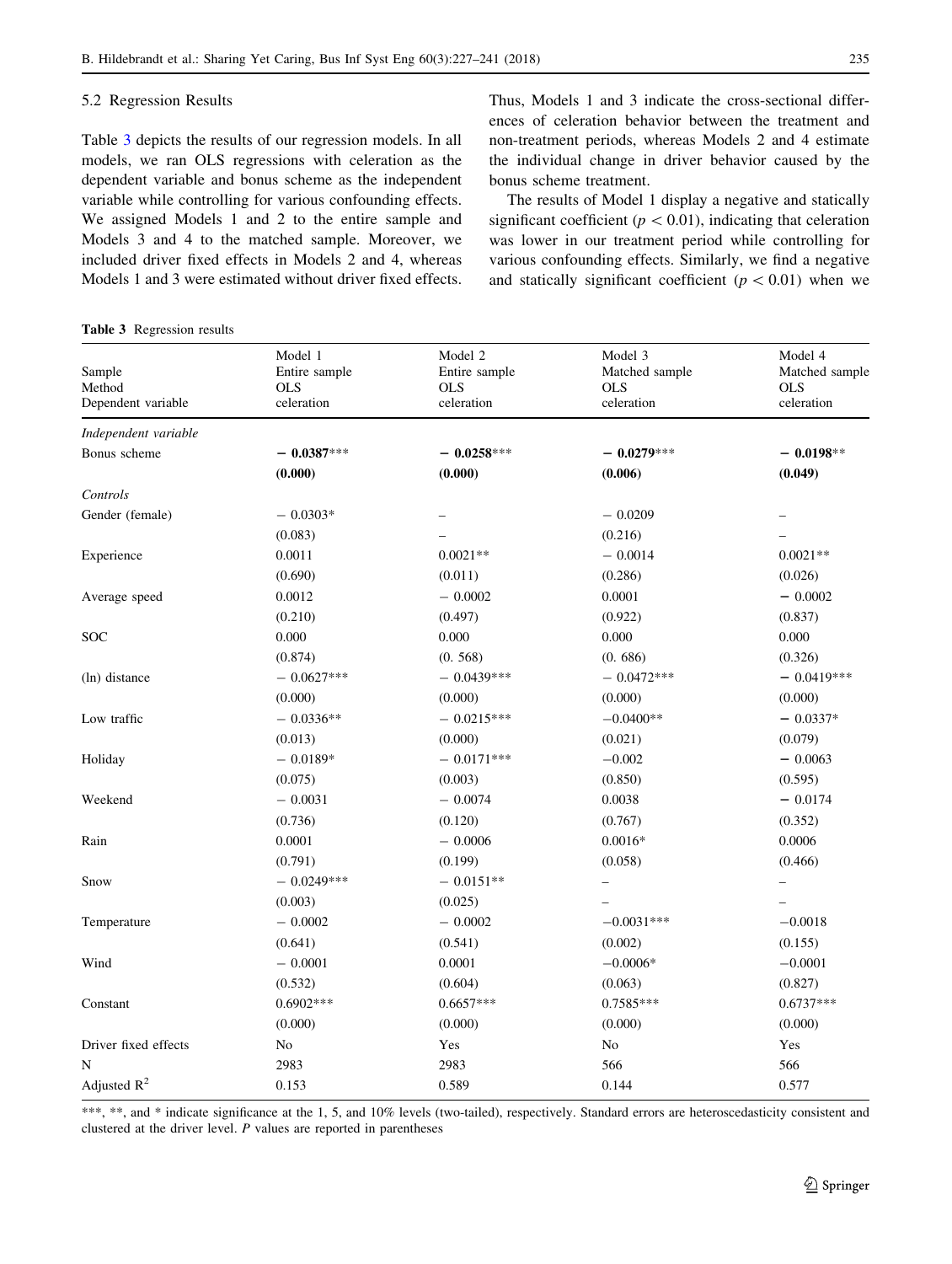### 5.2 Regression Results

Table 3 depicts the results of our regression models. In all models, we ran OLS regressions with celeration as the dependent variable and bonus scheme as the independent variable while controlling for various confounding effects. We assigned Models 1 and 2 to the entire sample and Models 3 and 4 to the matched sample. Moreover, we included driver fixed effects in Models 2 and 4, whereas Models 1 and 3 were estimated without driver fixed effects. Thus, Models 1 and 3 indicate the cross-sectional differences of celeration behavior between the treatment and non-treatment periods, whereas Models 2 and 4 estimate the individual change in driver behavior caused by the bonus scheme treatment.

The results of Model 1 display a negative and statically significant coefficient ($p < 0.01$), indicating that celeration was lower in our treatment period while controlling for various confounding effects. Similarly, we find a negative and statically significant coefficient ($p < 0.01$) when we

**Table 3** Regression results

| | Model 1 | Model 2 | Model 3 | Model 4 |
|---|---|---|---|---|
| Sample | Entire sample | Entire sample | Matched sample | Matched sample |
| Method | OLS | OLS | OLS | OLS |
| Dependent variable | celeration | celeration | celeration | celeration |
| *Independent variable* | | | | |
| Bonus scheme | **− 0.0387**\*\*\* | **− 0.0258**\*\*\* | **− 0.0279**\*\*\* | **− 0.0198**\*\* |
| | **(0.000)** | **(0.000)** | **(0.006)** | **(0.049)** |
| *Controls* | | | | |
| Gender (female) | − 0.0303\* | – | − 0.0209 | – |
| | (0.083) | – | (0.216) | – |
| Experience | 0.0011 | 0.0021\*\* | − 0.0014 | 0.0021\*\* |
| | (0.690) | (0.011) | (0.286) | (0.026) |
| Average speed | 0.0012 | − 0.0002 | 0.0001 | − 0.0002 |
| | (0.210) | (0.497) | (0.922) | (0.837) |
| SOC | 0.000 | 0.000 | 0.000 | 0.000 |
| | (0.874) | (0. 568) | (0. 686) | (0.326) |
| (ln) distance | − 0.0627\*\*\* | − 0.0439\*\*\* | − 0.0472\*\*\* | − 0.0419\*\*\* |
| | (0.000) | (0.000) | (0.000) | (0.000) |
| Low traffic | − 0.0336\*\* | − 0.0215\*\*\* | −0.0400\*\* | − 0.0337\* |
| | (0.013) | (0.000) | (0.021) | (0.079) |
| Holiday | − 0.0189\* | − 0.0171\*\*\* | −0.002 | − 0.0063 |
| | (0.075) | (0.003) | (0.850) | (0.595) |
| Weekend | − 0.0031 | − 0.0074 | 0.0038 | − 0.0174 |
| | (0.736) | (0.120) | (0.767) | (0.352) |
| Rain | 0.0001 | − 0.0006 | 0.0016\* | 0.0006 |
| | (0.791) | (0.199) | (0.058) | (0.466) |
| Snow | − 0.0249\*\*\* | − 0.0151\*\* | – | – |
| | (0.003) | (0.025) | – | – |
| Temperature | − 0.0002 | − 0.0002 | −0.0031\*\*\* | −0.0018 |
| | (0.641) | (0.541) | (0.002) | (0.155) |
| Wind | − 0.0001 | 0.0001 | −0.0006\* | −0.0001 |
| | (0.532) | (0.604) | (0.063) | (0.827) |
| Constant | 0.6902\*\*\* | 0.6657\*\*\* | 0.7585\*\*\* | 0.6737\*\*\* |
| | (0.000) | (0.000) | (0.000) | (0.000) |
| Driver fixed effects | No | Yes | No | Yes |
| N | 2983 | 2983 | 566 | 566 |
| Adjusted $R^2$ | 0.153 | 0.589 | 0.144 | 0.577 |

\*\*\*, \*\*, and \* indicate significance at the 1, 5, and 10% levels (two-tailed), respectively. Standard errors are heteroscedasticity consistent and clustered at the driver level. *P* values are reported in parentheses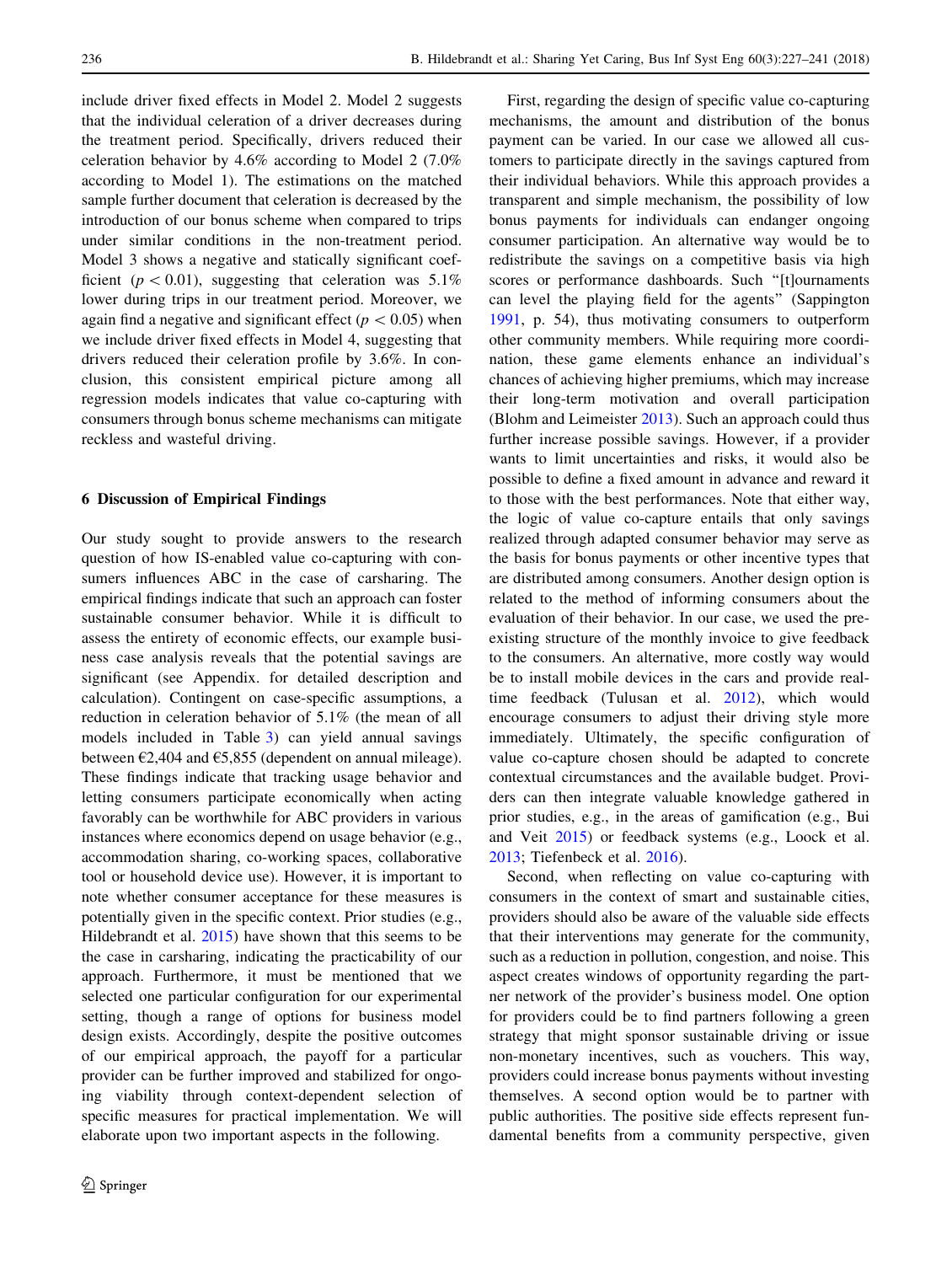include driver fixed effects in Model 2. Model 2 suggests that the individual celeration of a driver decreases during the treatment period. Specifically, drivers reduced their celeration behavior by 4.6% according to Model 2 (7.0% according to Model 1). The estimations on the matched sample further document that celeration is decreased by the introduction of our bonus scheme when compared to trips under similar conditions in the non-treatment period. Model 3 shows a negative and statically significant coefficient ($p < 0.01$), suggesting that celeration was 5.1% lower during trips in our treatment period. Moreover, we again find a negative and significant effect ($p < 0.05$) when we include driver fixed effects in Model 4, suggesting that drivers reduced their celeration profile by 3.6%. In conclusion, this consistent empirical picture among all regression models indicates that value co-capturing with consumers through bonus scheme mechanisms can mitigate reckless and wasteful driving.

## 6 Discussion of Empirical Findings

Our study sought to provide answers to the research question of how IS-enabled value co-capturing with consumers influences ABC in the case of carsharing. The empirical findings indicate that such an approach can foster sustainable consumer behavior. While it is difficult to assess the entirety of economic effects, our example business case analysis reveals that the potential savings are significant (see Appendix. for detailed description and calculation). Contingent on case-specific assumptions, a reduction in celeration behavior of 5.1% (the mean of all models included in Table 3) can yield annual savings between €2,404 and €5,855 (dependent on annual mileage). These findings indicate that tracking usage behavior and letting consumers participate economically when acting favorably can be worthwhile for ABC providers in various instances where economics depend on usage behavior (e.g., accommodation sharing, co-working spaces, collaborative tool or household device use). However, it is important to note whether consumer acceptance for these measures is potentially given in the specific context. Prior studies (e.g., Hildebrandt et al. 2015) have shown that this seems to be the case in carsharing, indicating the practicability of our approach. Furthermore, it must be mentioned that we selected one particular configuration for our experimental setting, though a range of options for business model design exists. Accordingly, despite the positive outcomes of our empirical approach, the payoff for a particular provider can be further improved and stabilized for ongoing viability through context-dependent selection of specific measures for practical implementation. We will elaborate upon two important aspects in the following.

First, regarding the design of specific value co-capturing mechanisms, the amount and distribution of the bonus payment can be varied. In our case we allowed all customers to participate directly in the savings captured from their individual behaviors. While this approach provides a transparent and simple mechanism, the possibility of low bonus payments for individuals can endanger ongoing consumer participation. An alternative way would be to redistribute the savings on a competitive basis via high scores or performance dashboards. Such "[t]ournaments can level the playing field for the agents" (Sappington 1991, p. 54), thus motivating consumers to outperform other community members. While requiring more coordination, these game elements enhance an individual's chances of achieving higher premiums, which may increase their long-term motivation and overall participation (Blohm and Leimeister 2013). Such an approach could thus further increase possible savings. However, if a provider wants to limit uncertainties and risks, it would also be possible to define a fixed amount in advance and reward it to those with the best performances. Note that either way, the logic of value co-capture entails that only savings realized through adapted consumer behavior may serve as the basis for bonus payments or other incentive types that are distributed among consumers. Another design option is related to the method of informing consumers about the evaluation of their behavior. In our case, we used the pre-existing structure of the monthly invoice to give feedback to the consumers. An alternative, more costly way would be to install mobile devices in the cars and provide real-time feedback (Tulusan et al. 2012), which would encourage consumers to adjust their driving style more immediately. Ultimately, the specific configuration of value co-capture chosen should be adapted to concrete contextual circumstances and the available budget. Providers can then integrate valuable knowledge gathered in prior studies, e.g., in the areas of gamification (e.g., Bui and Veit 2015) or feedback systems (e.g., Loock et al. 2013; Tiefenbeck et al. 2016).

Second, when reflecting on value co-capturing with consumers in the context of smart and sustainable cities, providers should also be aware of the valuable side effects that their interventions may generate for the community, such as a reduction in pollution, congestion, and noise. This aspect creates windows of opportunity regarding the partner network of the provider's business model. One option for providers could be to find partners following a green strategy that might sponsor sustainable driving or issue non-monetary incentives, such as vouchers. This way, providers could increase bonus payments without investing themselves. A second option would be to partner with public authorities. The positive side effects represent fundamental benefits from a community perspective, given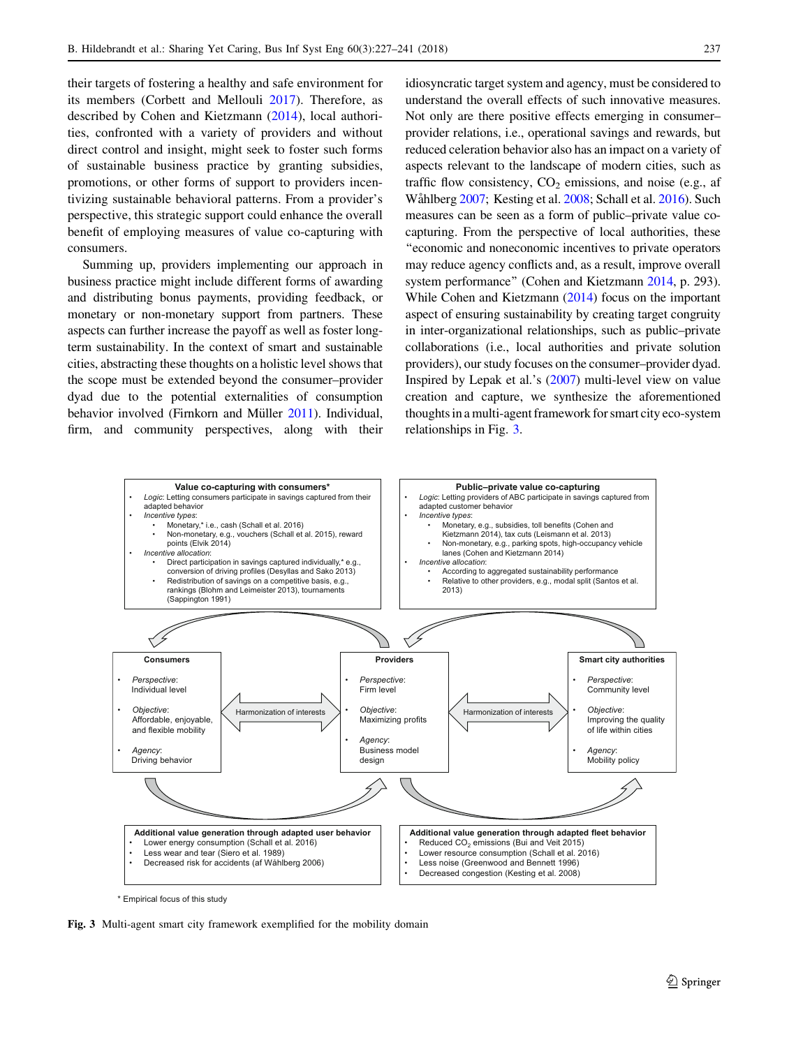their targets of fostering a healthy and safe environment for its members (Corbett and Mellouli 2017). Therefore, as described by Cohen and Kietzmann (2014), local authorities, confronted with a variety of providers and without direct control and insight, might seek to foster such forms of sustainable business practice by granting subsidies, promotions, or other forms of support to providers incentivizing sustainable behavioral patterns. From a provider's perspective, this strategic support could enhance the overall benefit of employing measures of value co-capturing with consumers.

Summing up, providers implementing our approach in business practice might include different forms of awarding and distributing bonus payments, providing feedback, or monetary or non-monetary support from partners. These aspects can further increase the payoff as well as foster long-term sustainability. In the context of smart and sustainable cities, abstracting these thoughts on a holistic level shows that the scope must be extended beyond the consumer–provider dyad due to the potential externalities of consumption behavior involved (Firnkorn and Müller 2011). Individual, firm, and community perspectives, along with their idiosyncratic target system and agency, must be considered to understand the overall effects of such innovative measures. Not only are there positive effects emerging in consumer–provider relations, i.e., operational savings and rewards, but reduced celeration behavior also has an impact on a variety of aspects relevant to the landscape of modern cities, such as traffic flow consistency, $CO_2$ emissions, and noise (e.g., af Wåhlberg 2007; Kesting et al. 2008; Schall et al. 2016). Such measures can be seen as a form of public–private value co-capturing. From the perspective of local authorities, these "economic and noneconomic incentives to private operators may reduce agency conflicts and, as a result, improve overall system performance" (Cohen and Kietzmann 2014, p. 293). While Cohen and Kietzmann (2014) focus on the important aspect of ensuring sustainability by creating target congruity in inter-organizational relationships, such as public–private collaborations (i.e., local authorities and private solution providers), our study focuses on the consumer–provider dyad. Inspired by Lepak et al.'s (2007) multi-level view on value creation and capture, we synthesize the aforementioned thoughts in a multi-agent framework for smart city eco-system relationships in Fig. 3.

**Value co-capturing with consumers***
- *Logic*: Letting consumers participate in savings captured from their adapted behavior
- *Incentive types*:
  - Monetary,* i.e., cash (Schall et al. 2016)
  - Non-monetary, e.g., vouchers (Schall et al. 2015), reward points (Elvik 2014)
- *Incentive allocation*:
  - Direct participation in savings captured individually,* e.g., conversion of driving profiles (Desyllas and Sako 2013)
  - Redistribution of savings on a competitive basis, e.g., rankings (Blohm and Leimeister 2013), tournaments (Sappington 1991)

**Public–private value co-capturing**
- *Logic*: Letting providers of ABC participate in savings captured from adapted customer behavior
- *Incentive types*:
  - Monetary, e.g., subsidies, toll benefits (Cohen and Kietzmann 2014), tax cuts (Leismann et al. 2013)
  - Non-monetary, e.g., parking spots, high-occupancy vehicle lanes (Cohen and Kietzmann 2014)
- *Incentive allocation*:
  - According to aggregated sustainability performance
  - Relative to other providers, e.g., modal split (Santos et al. 2013)

**Consumers**
- *Perspective*: Individual level
- *Objective*: Affordable, enjoyable, and flexible mobility
- *Agency*: Driving behavior

Harmonization of interests

**Providers**
- *Perspective*: Firm level
- *Objective*: Maximizing profits
- *Agency*: Business model design

Harmonization of interests

**Smart city authorities**
- *Perspective*: Community level
- *Objective*: Improving the quality of life within cities
- *Agency*: Mobility policy

**Additional value generation through adapted user behavior**
- Lower energy consumption (Schall et al. 2016)
- Less wear and tear (Siero et al. 1989)
- Decreased risk for accidents (af Wåhlberg 2006)

**Additional value generation through adapted fleet behavior**
- Reduced $CO_2$ emissions (Bui and Veit 2015)
- Lower resource consumption (Schall et al. 2016)
- Less noise (Greenwood and Bennett 1996)
- Decreased congestion (Kesting et al. 2008)

\* Empirical focus of this study

**Fig. 3** Multi-agent smart city framework exemplified for the mobility domain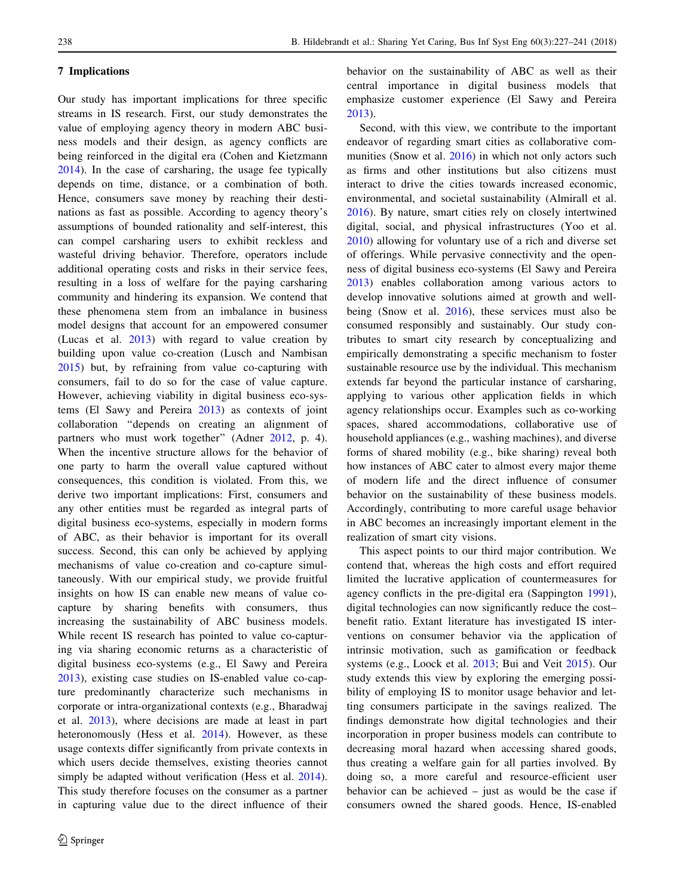## 7 Implications

Our study has important implications for three specific streams in IS research. First, our study demonstrates the value of employing agency theory in modern ABC business models and their design, as agency conflicts are being reinforced in the digital era (Cohen and Kietzmann 2014). In the case of carsharing, the usage fee typically depends on time, distance, or a combination of both. Hence, consumers save money by reaching their destinations as fast as possible. According to agency theory's assumptions of bounded rationality and self-interest, this can compel carsharing users to exhibit reckless and wasteful driving behavior. Therefore, operators include additional operating costs and risks in their service fees, resulting in a loss of welfare for the paying carsharing community and hindering its expansion. We contend that these phenomena stem from an imbalance in business model designs that account for an empowered consumer (Lucas et al. 2013) with regard to value creation by building upon value co-creation (Lusch and Nambisan 2015) but, by refraining from value co-capturing with consumers, fail to do so for the case of value capture. However, achieving viability in digital business eco-systems (El Sawy and Pereira 2013) as contexts of joint collaboration "depends on creating an alignment of partners who must work together" (Adner 2012, p. 4). When the incentive structure allows for the behavior of one party to harm the overall value captured without consequences, this condition is violated. From this, we derive two important implications: First, consumers and any other entities must be regarded as integral parts of digital business eco-systems, especially in modern forms of ABC, as their behavior is important for its overall success. Second, this can only be achieved by applying mechanisms of value co-creation and co-capture simultaneously. With our empirical study, we provide fruitful insights on how IS can enable new means of value co-capture by sharing benefits with consumers, thus increasing the sustainability of ABC business models. While recent IS research has pointed to value co-capturing via sharing economic returns as a characteristic of digital business eco-systems (e.g., El Sawy and Pereira 2013), existing case studies on IS-enabled value co-capture predominantly characterize such mechanisms in corporate or intra-organizational contexts (e.g., Bharadwaj et al. 2013), where decisions are made at least in part heteronomously (Hess et al. 2014). However, as these usage contexts differ significantly from private contexts in which users decide themselves, existing theories cannot simply be adapted without verification (Hess et al. 2014). This study therefore focuses on the consumer as a partner in capturing value due to the direct influence of their behavior on the sustainability of ABC as well as their central importance in digital business models that emphasize customer experience (El Sawy and Pereira 2013).

Second, with this view, we contribute to the important endeavor of regarding smart cities as collaborative communities (Snow et al. 2016) in which not only actors such as firms and other institutions but also citizens must interact to drive the cities towards increased economic, environmental, and societal sustainability (Almirall et al. 2016). By nature, smart cities rely on closely intertwined digital, social, and physical infrastructures (Yoo et al. 2010) allowing for voluntary use of a rich and diverse set of offerings. While pervasive connectivity and the openness of digital business eco-systems (El Sawy and Pereira 2013) enables collaboration among various actors to develop innovative solutions aimed at growth and well-being (Snow et al. 2016), these services must also be consumed responsibly and sustainably. Our study contributes to smart city research by conceptualizing and empirically demonstrating a specific mechanism to foster sustainable resource use by the individual. This mechanism extends far beyond the particular instance of carsharing, applying to various other application fields in which agency relationships occur. Examples such as co-working spaces, shared accommodations, collaborative use of household appliances (e.g., washing machines), and diverse forms of shared mobility (e.g., bike sharing) reveal both how instances of ABC cater to almost every major theme of modern life and the direct influence of consumer behavior on the sustainability of these business models. Accordingly, contributing to more careful usage behavior in ABC becomes an increasingly important element in the realization of smart city visions.

This aspect points to our third major contribution. We contend that, whereas the high costs and effort required limited the lucrative application of countermeasures for agency conflicts in the pre-digital era (Sappington 1991), digital technologies can now significantly reduce the cost–benefit ratio. Extant literature has investigated IS interventions on consumer behavior via the application of intrinsic motivation, such as gamification or feedback systems (e.g., Loock et al. 2013; Bui and Veit 2015). Our study extends this view by exploring the emerging possibility of employing IS to monitor usage behavior and letting consumers participate in the savings realized. The findings demonstrate how digital technologies and their incorporation in proper business models can contribute to decreasing moral hazard when accessing shared goods, thus creating a welfare gain for all parties involved. By doing so, a more careful and resource-efficient user behavior can be achieved – just as would be the case if consumers owned the shared goods. Hence, IS-enabled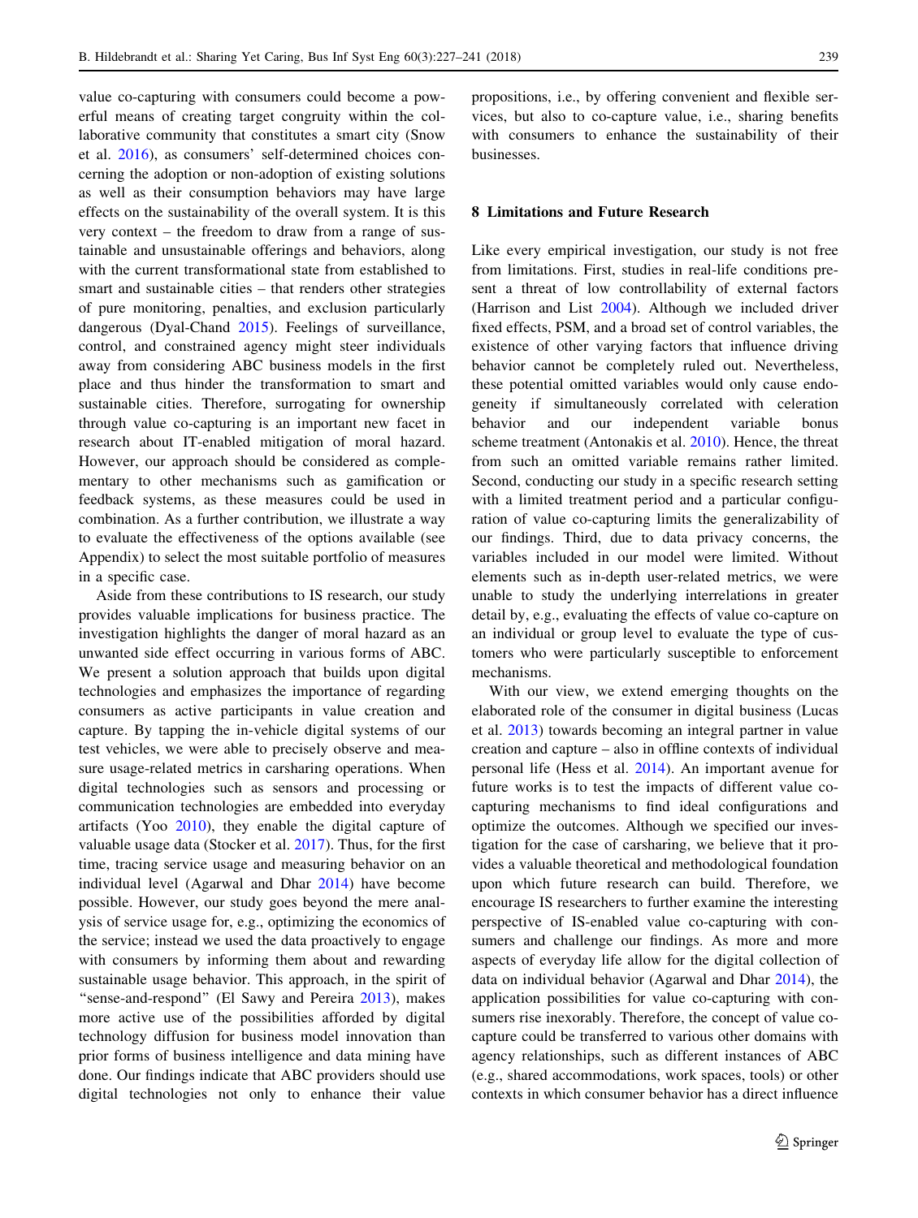value co-capturing with consumers could become a powerful means of creating target congruity within the collaborative community that constitutes a smart city (Snow et al. 2016), as consumers' self-determined choices concerning the adoption or non-adoption of existing solutions as well as their consumption behaviors may have large effects on the sustainability of the overall system. It is this very context – the freedom to draw from a range of sustainable and unsustainable offerings and behaviors, along with the current transformational state from established to smart and sustainable cities – that renders other strategies of pure monitoring, penalties, and exclusion particularly dangerous (Dyal-Chand 2015). Feelings of surveillance, control, and constrained agency might steer individuals away from considering ABC business models in the first place and thus hinder the transformation to smart and sustainable cities. Therefore, surrogating for ownership through value co-capturing is an important new facet in research about IT-enabled mitigation of moral hazard. However, our approach should be considered as complementary to other mechanisms such as gamification or feedback systems, as these measures could be used in combination. As a further contribution, we illustrate a way to evaluate the effectiveness of the options available (see Appendix) to select the most suitable portfolio of measures in a specific case.

Aside from these contributions to IS research, our study provides valuable implications for business practice. The investigation highlights the danger of moral hazard as an unwanted side effect occurring in various forms of ABC. We present a solution approach that builds upon digital technologies and emphasizes the importance of regarding consumers as active participants in value creation and capture. By tapping the in-vehicle digital systems of our test vehicles, we were able to precisely observe and measure usage-related metrics in carsharing operations. When digital technologies such as sensors and processing or communication technologies are embedded into everyday artifacts (Yoo 2010), they enable the digital capture of valuable usage data (Stocker et al. 2017). Thus, for the first time, tracing service usage and measuring behavior on an individual level (Agarwal and Dhar 2014) have become possible. However, our study goes beyond the mere analysis of service usage for, e.g., optimizing the economics of the service; instead we used the data proactively to engage with consumers by informing them about and rewarding sustainable usage behavior. This approach, in the spirit of "sense-and-respond" (El Sawy and Pereira 2013), makes more active use of the possibilities afforded by digital technology diffusion for business model innovation than prior forms of business intelligence and data mining have done. Our findings indicate that ABC providers should use digital technologies not only to enhance their value propositions, i.e., by offering convenient and flexible services, but also to co-capture value, i.e., sharing benefits with consumers to enhance the sustainability of their businesses.

## 8 Limitations and Future Research

Like every empirical investigation, our study is not free from limitations. First, studies in real-life conditions present a threat of low controllability of external factors (Harrison and List 2004). Although we included driver fixed effects, PSM, and a broad set of control variables, the existence of other varying factors that influence driving behavior cannot be completely ruled out. Nevertheless, these potential omitted variables would only cause endogeneity if simultaneously correlated with celeration behavior and our independent variable bonus scheme treatment (Antonakis et al. 2010). Hence, the threat from such an omitted variable remains rather limited. Second, conducting our study in a specific research setting with a limited treatment period and a particular configuration of value co-capturing limits the generalizability of our findings. Third, due to data privacy concerns, the variables included in our model were limited. Without elements such as in-depth user-related metrics, we were unable to study the underlying interrelations in greater detail by, e.g., evaluating the effects of value co-capture on an individual or group level to evaluate the type of customers who were particularly susceptible to enforcement mechanisms.

With our view, we extend emerging thoughts on the elaborated role of the consumer in digital business (Lucas et al. 2013) towards becoming an integral partner in value creation and capture – also in offline contexts of individual personal life (Hess et al. 2014). An important avenue for future works is to test the impacts of different value co-capturing mechanisms to find ideal configurations and optimize the outcomes. Although we specified our investigation for the case of carsharing, we believe that it provides a valuable theoretical and methodological foundation upon which future research can build. Therefore, we encourage IS researchers to further examine the interesting perspective of IS-enabled value co-capturing with consumers and challenge our findings. As more and more aspects of everyday life allow for the digital collection of data on individual behavior (Agarwal and Dhar 2014), the application possibilities for value co-capturing with consumers rise inexorably. Therefore, the concept of value co-capture could be transferred to various other domains with agency relationships, such as different instances of ABC (e.g., shared accommodations, work spaces, tools) or other contexts in which consumer behavior has a direct influence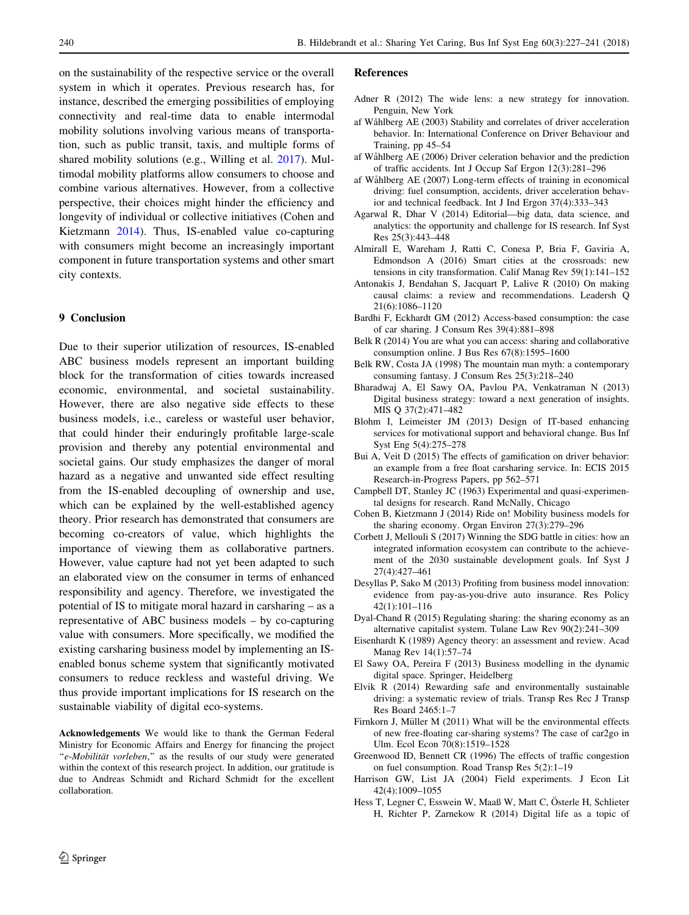on the sustainability of the respective service or the overall system in which it operates. Previous research has, for instance, described the emerging possibilities of employing connectivity and real-time data to enable intermodal mobility solutions involving various means of transportation, such as public transit, taxis, and multiple forms of shared mobility solutions (e.g., Willing et al. 2017). Multimodal mobility platforms allow consumers to choose and combine various alternatives. However, from a collective perspective, their choices might hinder the efficiency and longevity of individual or collective initiatives (Cohen and Kietzmann 2014). Thus, IS-enabled value co-capturing with consumers might become an increasingly important component in future transportation systems and other smart city contexts.

## 9 Conclusion

Due to their superior utilization of resources, IS-enabled ABC business models represent an important building block for the transformation of cities towards increased economic, environmental, and societal sustainability. However, there are also negative side effects to these business models, i.e., careless or wasteful user behavior, that could hinder their enduringly profitable large-scale provision and thereby any potential environmental and societal gains. Our study emphasizes the danger of moral hazard as a negative and unwanted side effect resulting from the IS-enabled decoupling of ownership and use, which can be explained by the well-established agency theory. Prior research has demonstrated that consumers are becoming co-creators of value, which highlights the importance of viewing them as collaborative partners. However, value capture had not yet been adapted to such an elaborated view on the consumer in terms of enhanced responsibility and agency. Therefore, we investigated the potential of IS to mitigate moral hazard in carsharing – as a representative of ABC business models – by co-capturing value with consumers. More specifically, we modified the existing carsharing business model by implementing an IS-enabled bonus scheme system that significantly motivated consumers to reduce reckless and wasteful driving. We thus provide important implications for IS research on the sustainable viability of digital eco-systems.

**Acknowledgements** We would like to thank the German Federal Ministry for Economic Affairs and Energy for financing the project "*e-Mobilität vorleben*," as the results of our study were generated within the context of this research project. In addition, our gratitude is due to Andreas Schmidt and Richard Schmidt for the excellent collaboration.

## References

Adner R (2012) The wide lens: a new strategy for innovation. Penguin, New York

af Wåhlberg AE (2003) Stability and correlates of driver acceleration behavior. In: International Conference on Driver Behaviour and Training, pp 45–54

af Wåhlberg AE (2006) Driver celeration behavior and the prediction of traffic accidents. Int J Occup Saf Ergon 12(3):281–296

af Wåhlberg AE (2007) Long-term effects of training in economical driving: fuel consumption, accidents, driver acceleration behavior and technical feedback. Int J Ind Ergon 37(4):333–343

Agarwal R, Dhar V (2014) Editorial—big data, data science, and analytics: the opportunity and challenge for IS research. Inf Syst Res 25(3):443–448

Almirall E, Wareham J, Ratti C, Conesa P, Bria F, Gaviria A, Edmondson A (2016) Smart cities at the crossroads: new tensions in city transformation. Calif Manag Rev 59(1):141–152

Antonakis J, Bendahan S, Jacquart P, Lalive R (2010) On making causal claims: a review and recommendations. Leadersh Q 21(6):1086–1120

Bardhi F, Eckhardt GM (2012) Access-based consumption: the case of car sharing. J Consum Res 39(4):881–898

Belk R (2014) You are what you can access: sharing and collaborative consumption online. J Bus Res 67(8):1595–1600

Belk RW, Costa JA (1998) The mountain man myth: a contemporary consuming fantasy. J Consum Res 25(3):218–240

Bharadwaj A, El Sawy OA, Pavlou PA, Venkatraman N (2013) Digital business strategy: toward a next generation of insights. MIS Q 37(2):471–482

Blohm I, Leimeister JM (2013) Design of IT-based enhancing services for motivational support and behavioral change. Bus Inf Syst Eng 5(4):275–278

Bui A, Veit D (2015) The effects of gamification on driver behavior: an example from a free float carsharing service. In: ECIS 2015 Research-in-Progress Papers, pp 562–571

Campbell DT, Stanley JC (1963) Experimental and quasi-experimental designs for research. Rand McNally, Chicago

Cohen B, Kietzmann J (2014) Ride on! Mobility business models for the sharing economy. Organ Environ 27(3):279–296

Corbett J, Mellouli S (2017) Winning the SDG battle in cities: how an integrated information ecosystem can contribute to the achievement of the 2030 sustainable development goals. Inf Syst J 27(4):427–461

Desyllas P, Sako M (2013) Profiting from business model innovation: evidence from pay-as-you-drive auto insurance. Res Policy 42(1):101–116

Dyal-Chand R (2015) Regulating sharing: the sharing economy as an alternative capitalist system. Tulane Law Rev 90(2):241–309

Eisenhardt K (1989) Agency theory: an assessment and review. Acad Manag Rev 14(1):57–74

El Sawy OA, Pereira F (2013) Business modelling in the dynamic digital space. Springer, Heidelberg

Elvik R (2014) Rewarding safe and environmentally sustainable driving: a systematic review of trials. Transp Res Rec J Transp Res Board 2465:1–7

Firnkorn J, Müller M (2011) What will be the environmental effects of new free-floating car-sharing systems? The case of car2go in Ulm. Ecol Econ 70(8):1519–1528

Greenwood ID, Bennett CR (1996) The effects of traffic congestion on fuel consumption. Road Transp Res 5(2):1–19

Harrison GW, List JA (2004) Field experiments. J Econ Lit 42(4):1009–1055

Hess T, Legner C, Esswein W, Maaß W, Matt C, Österle H, Schlieter H, Richter P, Zarnekow R (2014) Digital life as a topic of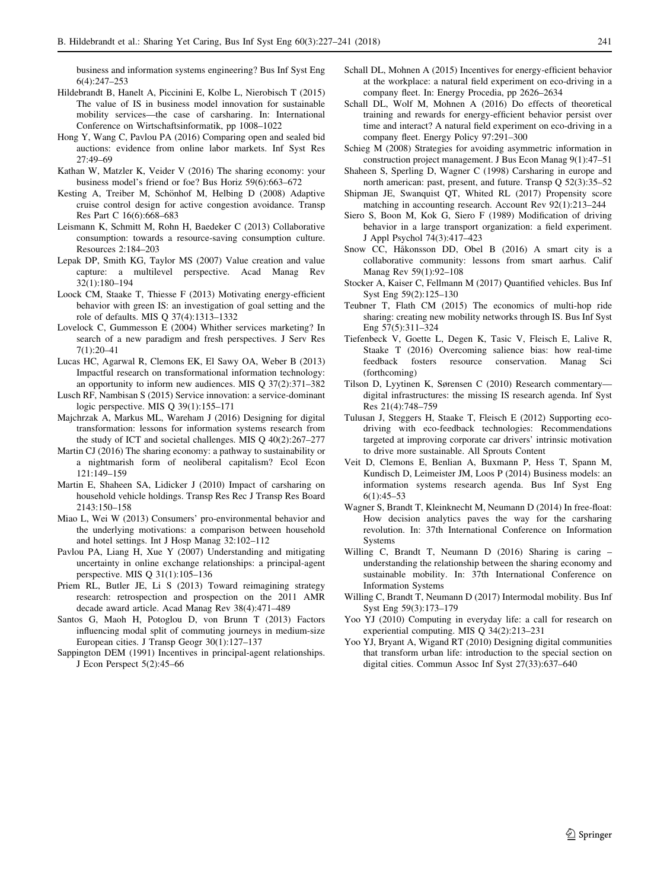business and information systems engineering? Bus Inf Syst Eng 6(4):247–253

Hildebrandt B, Hanelt A, Piccinini E, Kolbe L, Nierobisch T (2015) The value of IS in business model innovation for sustainable mobility services—the case of carsharing. In: International Conference on Wirtschaftsinformatik, pp 1008–1022

Hong Y, Wang C, Pavlou PA (2016) Comparing open and sealed bid auctions: evidence from online labor markets. Inf Syst Res 27:49–69

Kathan W, Matzler K, Veider V (2016) The sharing economy: your business model's friend or foe? Bus Horiz 59(6):663–672

Kesting A, Treiber M, Schönhof M, Helbing D (2008) Adaptive cruise control design for active congestion avoidance. Transp Res Part C 16(6):668–683

Leismann K, Schmitt M, Rohn H, Baedeker C (2013) Collaborative consumption: towards a resource-saving consumption culture. Resources 2:184–203

Lepak DP, Smith KG, Taylor MS (2007) Value creation and value capture: a multilevel perspective. Acad Manag Rev 32(1):180–194

Loock CM, Staake T, Thiesse F (2013) Motivating energy-efficient behavior with green IS: an investigation of goal setting and the role of defaults. MIS Q 37(4):1313–1332

Lovelock C, Gummesson E (2004) Whither services marketing? In search of a new paradigm and fresh perspectives. J Serv Res 7(1):20–41

Lucas HC, Agarwal R, Clemons EK, El Sawy OA, Weber B (2013) Impactful research on transformational information technology: an opportunity to inform new audiences. MIS Q 37(2):371–382

Lusch RF, Nambisan S (2015) Service innovation: a service-dominant logic perspective. MIS Q 39(1):155–171

Majchrzak A, Markus ML, Wareham J (2016) Designing for digital transformation: lessons for information systems research from the study of ICT and societal challenges. MIS Q 40(2):267–277

Martin CJ (2016) The sharing economy: a pathway to sustainability or a nightmarish form of neoliberal capitalism? Ecol Econ 121:149–159

Martin E, Shaheen SA, Lidicker J (2010) Impact of carsharing on household vehicle holdings. Transp Res Rec J Transp Res Board 2143:150–158

Miao L, Wei W (2013) Consumers' pro-environmental behavior and the underlying motivations: a comparison between household and hotel settings. Int J Hosp Manag 32:102–112

Pavlou PA, Liang H, Xue Y (2007) Understanding and mitigating uncertainty in online exchange relationships: a principal-agent perspective. MIS Q 31(1):105–136

Priem RL, Butler JE, Li S (2013) Toward reimagining strategy research: retrospection and prospection on the 2011 AMR decade award article. Acad Manag Rev 38(4):471–489

Santos G, Maoh H, Potoglou D, von Brunn T (2013) Factors influencing modal split of commuting journeys in medium-size European cities. J Transp Geogr 30(1):127–137

Sappington DEM (1991) Incentives in principal-agent relationships. J Econ Perspect 5(2):45–66

Schall DL, Mohnen A (2015) Incentives for energy-efficient behavior at the workplace: a natural field experiment on eco-driving in a company fleet. In: Energy Procedia, pp 2626–2634

Schall DL, Wolf M, Mohnen A (2016) Do effects of theoretical training and rewards for energy-efficient behavior persist over time and interact? A natural field experiment on eco-driving in a company fleet. Energy Policy 97:291–300

Schieg M (2008) Strategies for avoiding asymmetric information in construction project management. J Bus Econ Manag 9(1):47–51

Shaheen S, Sperling D, Wagner C (1998) Carsharing in europe and north american: past, present, and future. Transp Q 52(3):35–52

Shipman JE, Swanquist QT, Whited RL (2017) Propensity score matching in accounting research. Account Rev 92(1):213–244

Siero S, Boon M, Kok G, Siero F (1989) Modification of driving behavior in a large transport organization: a field experiment. J Appl Psychol 74(3):417–423

Snow CC, Håkonsson DD, Obel B (2016) A smart city is a collaborative community: lessons from smart aarhus. Calif Manag Rev 59(1):92–108

Stocker A, Kaiser C, Fellmann M (2017) Quantified vehicles. Bus Inf Syst Eng 59(2):125–130

Teubner T, Flath CM (2015) The economics of multi-hop ride sharing: creating new mobility networks through IS. Bus Inf Syst Eng 57(5):311–324

Tiefenbeck V, Goette L, Degen K, Tasic V, Fleisch E, Lalive R, Staake T (2016) Overcoming salience bias: how real-time feedback fosters resource conservation. Manag Sci (forthcoming)

Tilson D, Lyytinen K, Sørensen C (2010) Research commentary—digital infrastructures: the missing IS research agenda. Inf Syst Res 21(4):748–759

Tulusan J, Steggers H, Staake T, Fleisch E (2012) Supporting eco-driving with eco-feedback technologies: Recommendations targeted at improving corporate car drivers' intrinsic motivation to drive more sustainable. All Sprouts Content

Veit D, Clemons E, Benlian A, Buxmann P, Hess T, Spann M, Kundisch D, Leimeister JM, Loos P (2014) Business models: an information systems research agenda. Bus Inf Syst Eng 6(1):45–53

Wagner S, Brandt T, Kleinknecht M, Neumann D (2014) In free-float: How decision analytics paves the way for the carsharing revolution. In: 37th International Conference on Information Systems

Willing C, Brandt T, Neumann D (2016) Sharing is caring – understanding the relationship between the sharing economy and sustainable mobility. In: 37th International Conference on Information Systems

Willing C, Brandt T, Neumann D (2017) Intermodal mobility. Bus Inf Syst Eng 59(3):173–179

Yoo YJ (2010) Computing in everyday life: a call for research on experiential computing. MIS Q 34(2):213–231

Yoo YJ, Bryant A, Wigand RT (2010) Designing digital communities that transform urban life: introduction to the special section on digital cities. Commun Assoc Inf Syst 27(33):637–640